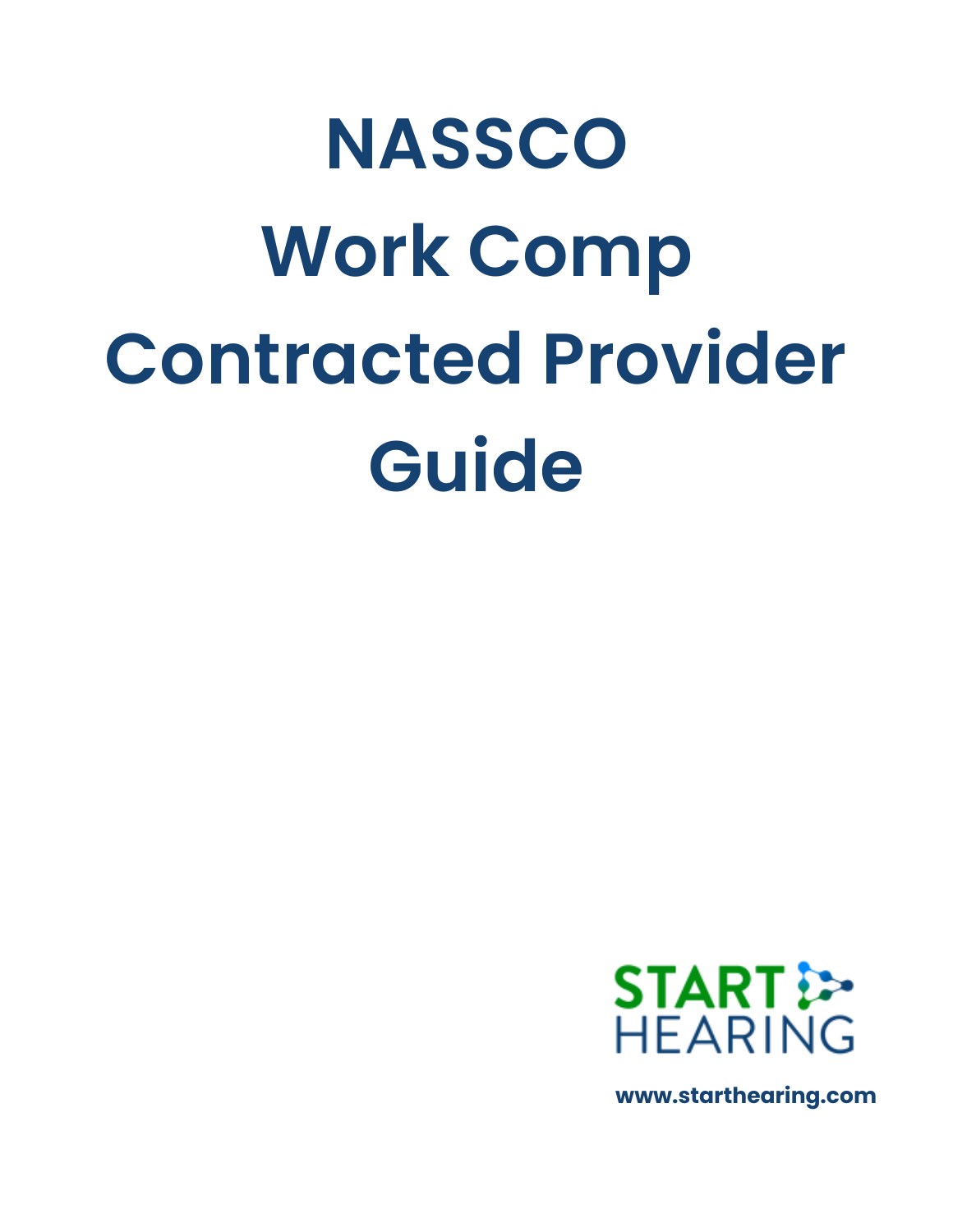# NASSCO Work Comp Contracted Provider Guide

START HEARING

www.starthearing.com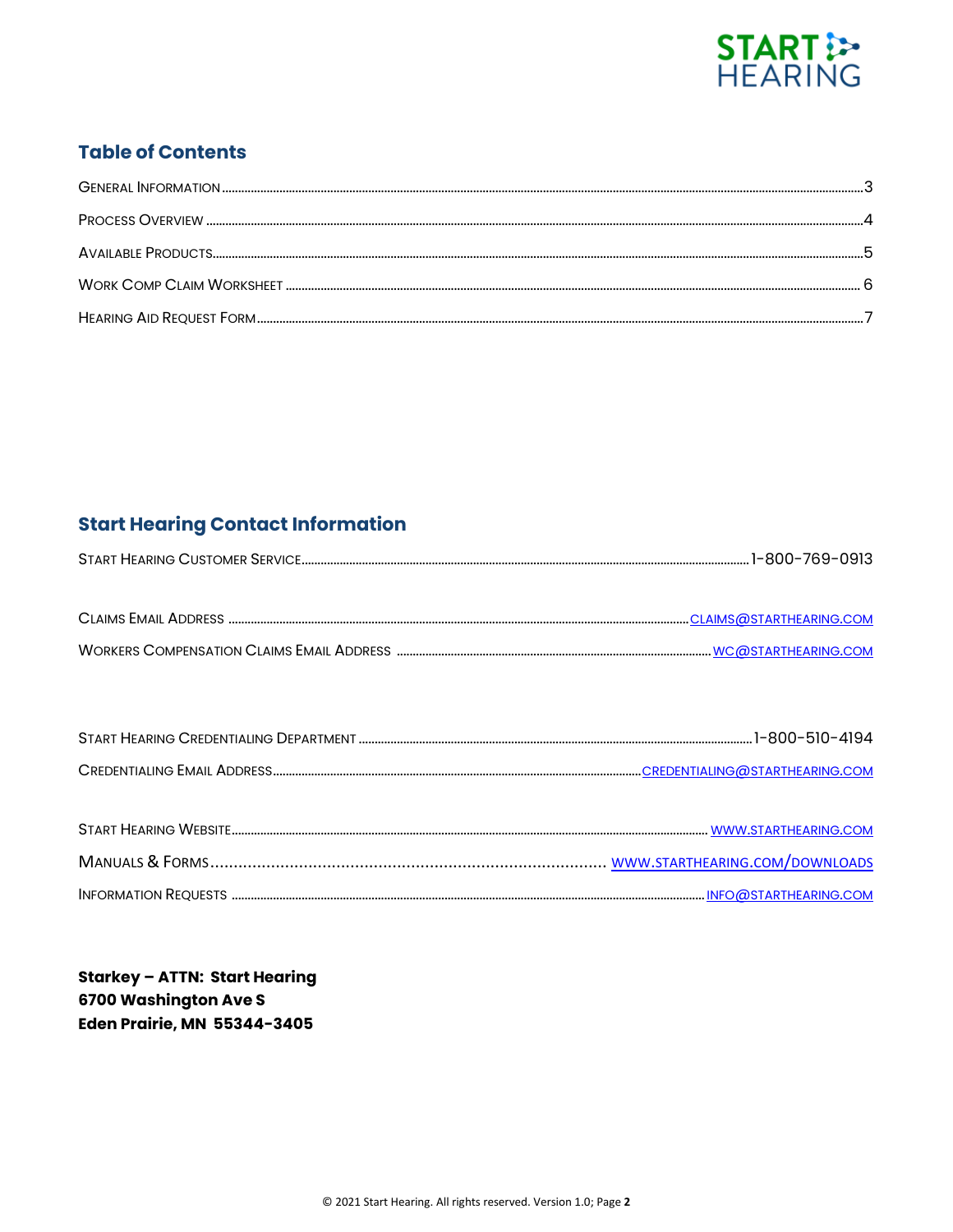## Table of Contents

| | |
|---|---|
| General Information | 3 |
| Process Overview | 4 |
| Available Products | 5 |
| Work Comp Claim Worksheet | 6 |
| Hearing Aid Request Form | 7 |

## Start Hearing Contact Information

| | |
|---|---|
| Start Hearing Customer Service | 1-800-769-0913 |
| Claims Email Address | CLAIMS@STARTHEARING.COM |
| Workers Compensation Claims Email Address | WC@STARTHEARING.COM |
| Start Hearing Credentialing Department | 1-800-510-4194 |
| Credentialing Email Address | CREDENTIALING@STARTHEARING.COM |
| Start Hearing Website | WWW.STARTHEARING.COM |
| Manuals & Forms | WWW.STARTHEARING.COM/DOWNLOADS |
| Information Requests | INFO@STARTHEARING.COM |

**Starkey – ATTN: Start Hearing**
**6700 Washington Ave S**
**Eden Prairie, MN 55344-3405**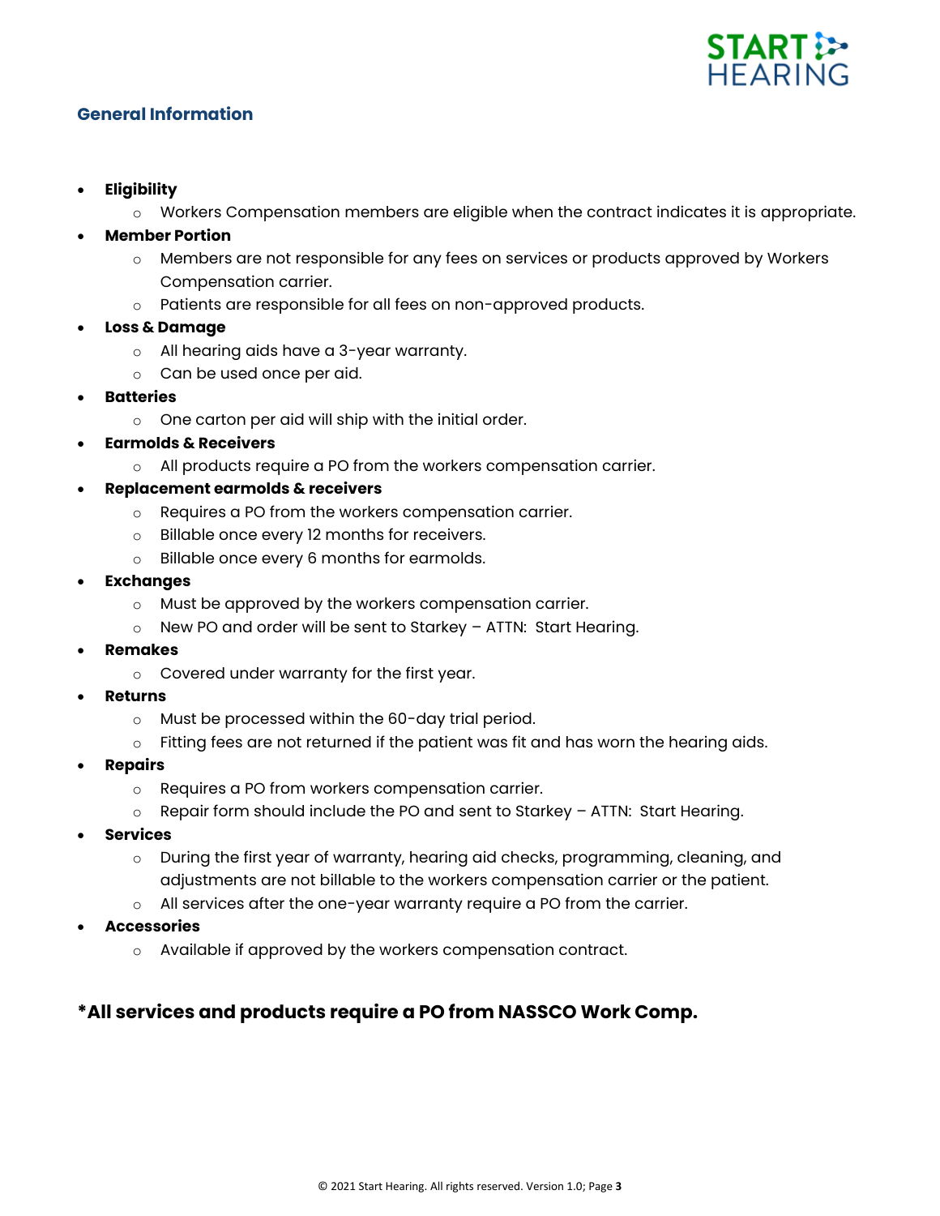## General Information

- **Eligibility**
  - Workers Compensation members are eligible when the contract indicates it is appropriate.
- **Member Portion**
  - Members are not responsible for any fees on services or products approved by Workers Compensation carrier.
  - Patients are responsible for all fees on non-approved products.
- **Loss & Damage**
  - All hearing aids have a 3-year warranty.
  - Can be used once per aid.
- **Batteries**
  - One carton per aid will ship with the initial order.
- **Earmolds & Receivers**
  - All products require a PO from the workers compensation carrier.
- **Replacement earmolds & receivers**
  - Requires a PO from the workers compensation carrier.
  - Billable once every 12 months for receivers.
  - Billable once every 6 months for earmolds.
- **Exchanges**
  - Must be approved by the workers compensation carrier.
  - New PO and order will be sent to Starkey – ATTN: Start Hearing.
- **Remakes**
  - Covered under warranty for the first year.
- **Returns**
  - Must be processed within the 60-day trial period.
  - Fitting fees are not returned if the patient was fit and has worn the hearing aids.
- **Repairs**
  - Requires a PO from workers compensation carrier.
  - Repair form should include the PO and sent to Starkey – ATTN: Start Hearing.
- **Services**
  - During the first year of warranty, hearing aid checks, programming, cleaning, and adjustments are not billable to the workers compensation carrier or the patient.
  - All services after the one-year warranty require a PO from the carrier.
- **Accessories**
  - Available if approved by the workers compensation contract.

**\*All services and products require a PO from NASSCO Work Comp.**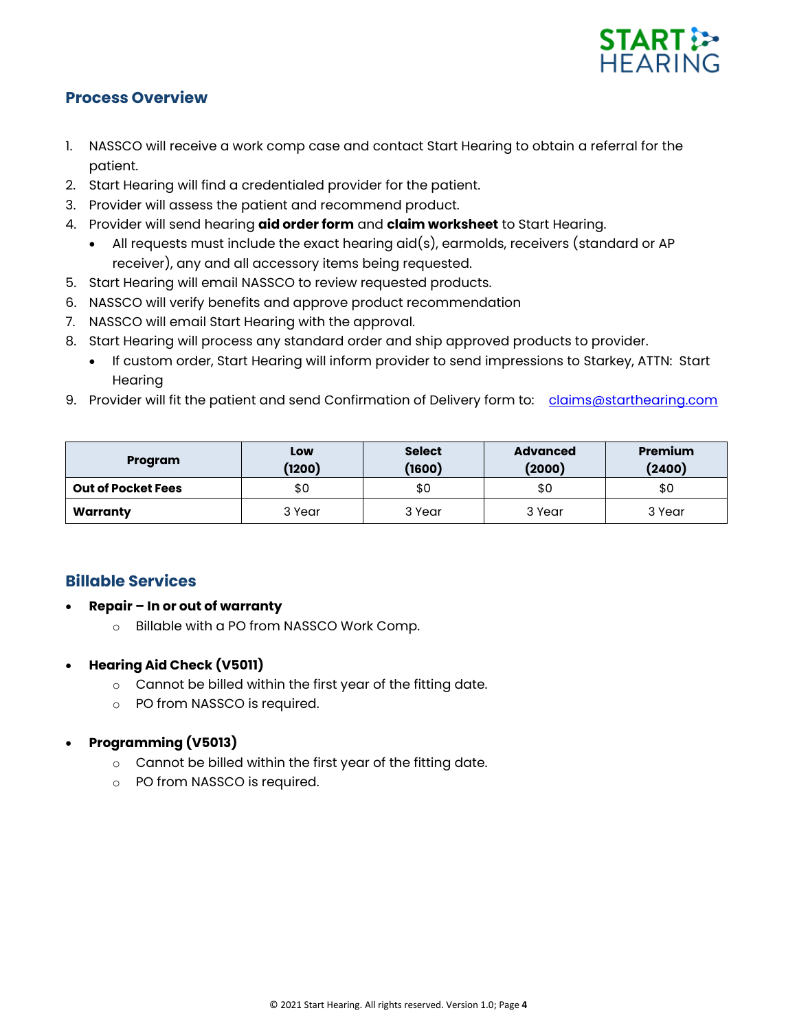## Process Overview

1. NASSCO will receive a work comp case and contact Start Hearing to obtain a referral for the patient.
2. Start Hearing will find a credentialed provider for the patient.
3. Provider will assess the patient and recommend product.
4. Provider will send hearing **aid order form** and **claim worksheet** to Start Hearing.
   - All requests must include the exact hearing aid(s), earmolds, receivers (standard or AP receiver), any and all accessory items being requested.
5. Start Hearing will email NASSCO to review requested products.
6. NASSCO will verify benefits and approve product recommendation
7. NASSCO will email Start Hearing with the approval.
8. Start Hearing will process any standard order and ship approved products to provider.
   - If custom order, Start Hearing will inform provider to send impressions to Starkey, ATTN: Start Hearing
9. Provider will fit the patient and send Confirmation of Delivery form to: claims@starthearing.com

| Program | Low (1200) | Select (1600) | Advanced (2000) | Premium (2400) |
|---|---|---|---|---|
| **Out of Pocket Fees** | $0 | $0 | $0 | $0 |
| **Warranty** | 3 Year | 3 Year | 3 Year | 3 Year |

## Billable Services

- **Repair – In or out of warranty**
  - Billable with a PO from NASSCO Work Comp.

- **Hearing Aid Check (V5011)**
  - Cannot be billed within the first year of the fitting date.
  - PO from NASSCO is required.

- **Programming (V5013)**
  - Cannot be billed within the first year of the fitting date.
  - PO from NASSCO is required.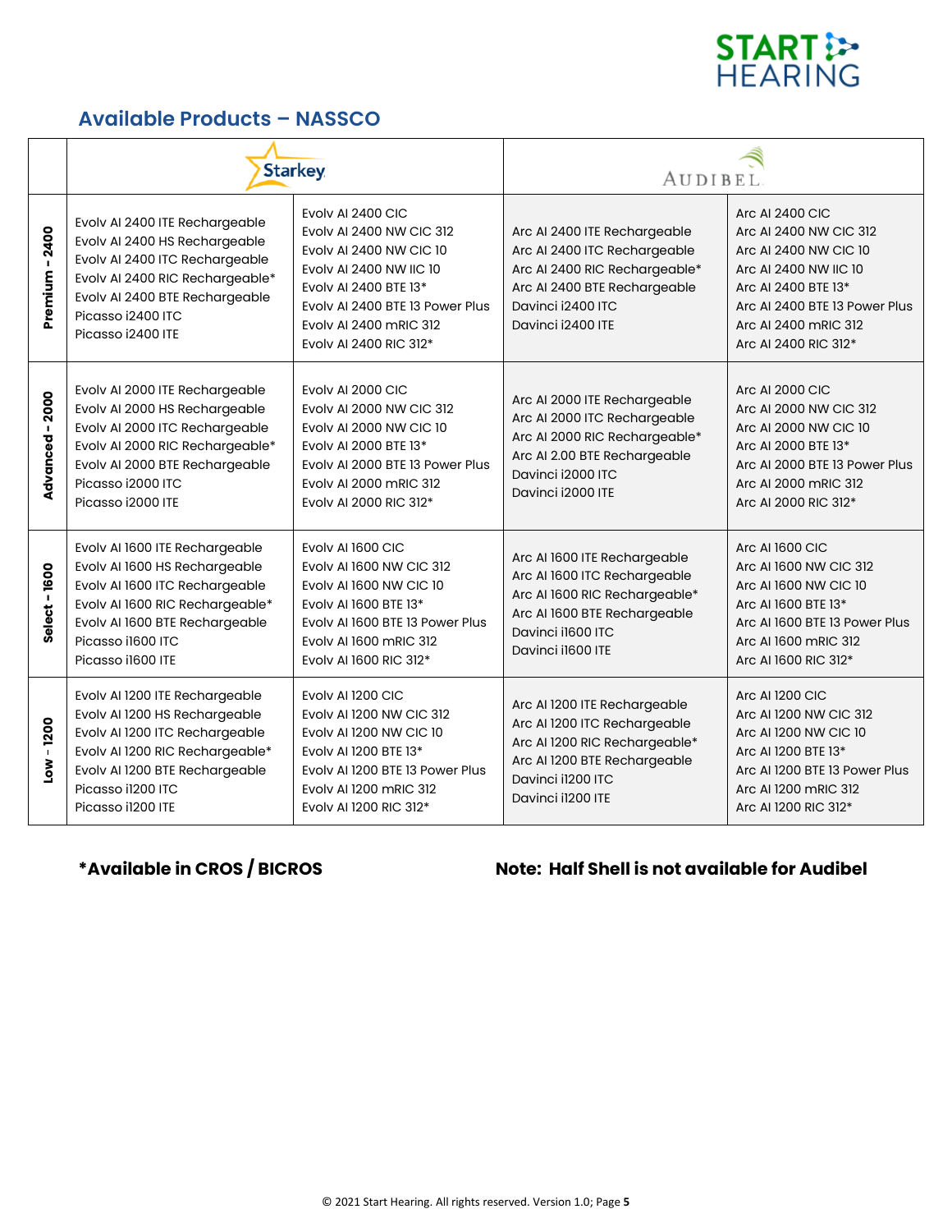## Available Products – NASSCO

| | Starkey | | Audibel | |
|---|---|---|---|---|
| **Premium - 2400** | Evolv AI 2400 ITE Rechargeable<br>Evolv AI 2400 HS Rechargeable<br>Evolv AI 2400 ITC Rechargeable<br>Evolv AI 2400 RIC Rechargeable*<br>Evolv AI 2400 BTE Rechargeable<br>Picasso i2400 ITC<br>Picasso i2400 ITE | Evolv AI 2400 CIC<br>Evolv AI 2400 NW CIC 312<br>Evolv AI 2400 NW CIC 10<br>Evolv AI 2400 NW IIC 10<br>Evolv AI 2400 BTE 13*<br>Evolv AI 2400 BTE 13 Power Plus<br>Evolv AI 2400 mRIC 312<br>Evolv AI 2400 RIC 312* | Arc AI 2400 ITE Rechargeable<br>Arc AI 2400 ITC Rechargeable<br>Arc AI 2400 RIC Rechargeable*<br>Arc AI 2400 BTE Rechargeable<br>Davinci i2400 ITC<br>Davinci i2400 ITE | Arc AI 2400 CIC<br>Arc AI 2400 NW CIC 312<br>Arc AI 2400 NW CIC 10<br>Arc AI 2400 NW IIC 10<br>Arc AI 2400 BTE 13*<br>Arc AI 2400 BTE 13 Power Plus<br>Arc AI 2400 mRIC 312<br>Arc AI 2400 RIC 312* |
| **Advanced - 2000** | Evolv AI 2000 ITE Rechargeable<br>Evolv AI 2000 HS Rechargeable<br>Evolv AI 2000 ITC Rechargeable<br>Evolv AI 2000 RIC Rechargeable*<br>Evolv AI 2000 BTE Rechargeable<br>Picasso i2000 ITC<br>Picasso i2000 ITE | Evolv AI 2000 CIC<br>Evolv AI 2000 NW CIC 312<br>Evolv AI 2000 NW CIC 10<br>Evolv AI 2000 BTE 13*<br>Evolv AI 2000 BTE 13 Power Plus<br>Evolv AI 2000 mRIC 312<br>Evolv AI 2000 RIC 312* | Arc AI 2000 ITE Rechargeable<br>Arc AI 2000 ITC Rechargeable<br>Arc AI 2000 RIC Rechargeable*<br>Arc AI 2.00 BTE Rechargeable<br>Davinci i2000 ITC<br>Davinci i2000 ITE | Arc AI 2000 CIC<br>Arc AI 2000 NW CIC 312<br>Arc AI 2000 NW CIC 10<br>Arc AI 2000 BTE 13*<br>Arc AI 2000 BTE 13 Power Plus<br>Arc AI 2000 mRIC 312<br>Arc AI 2000 RIC 312* |
| **Select - 1600** | Evolv AI 1600 ITE Rechargeable<br>Evolv AI 1600 HS Rechargeable<br>Evolv AI 1600 ITC Rechargeable<br>Evolv AI 1600 RIC Rechargeable*<br>Evolv AI 1600 BTE Rechargeable<br>Picasso i1600 ITC<br>Picasso i1600 ITE | Evolv AI 1600 CIC<br>Evolv AI 1600 NW CIC 312<br>Evolv AI 1600 NW CIC 10<br>Evolv AI 1600 BTE 13*<br>Evolv AI 1600 BTE 13 Power Plus<br>Evolv AI 1600 mRIC 312<br>Evolv AI 1600 RIC 312* | Arc AI 1600 ITE Rechargeable<br>Arc AI 1600 ITC Rechargeable<br>Arc AI 1600 RIC Rechargeable*<br>Arc AI 1600 BTE Rechargeable<br>Davinci i1600 ITC<br>Davinci i1600 ITE | Arc AI 1600 CIC<br>Arc AI 1600 NW CIC 312<br>Arc AI 1600 NW CIC 10<br>Arc AI 1600 BTE 13*<br>Arc AI 1600 BTE 13 Power Plus<br>Arc AI 1600 mRIC 312<br>Arc AI 1600 RIC 312* |
| **Low - 1200** | Evolv AI 1200 ITE Rechargeable<br>Evolv AI 1200 HS Rechargeable<br>Evolv AI 1200 ITC Rechargeable<br>Evolv AI 1200 RIC Rechargeable*<br>Evolv AI 1200 BTE Rechargeable<br>Picasso i1200 ITC<br>Picasso i1200 ITE | Evolv AI 1200 CIC<br>Evolv AI 1200 NW CIC 312<br>Evolv AI 1200 NW CIC 10<br>Evolv AI 1200 BTE 13*<br>Evolv AI 1200 BTE 13 Power Plus<br>Evolv AI 1200 mRIC 312<br>Evolv AI 1200 RIC 312* | Arc AI 1200 ITE Rechargeable<br>Arc AI 1200 ITC Rechargeable<br>Arc AI 1200 RIC Rechargeable*<br>Arc AI 1200 BTE Rechargeable<br>Davinci i1200 ITC<br>Davinci i1200 ITE | Arc AI 1200 CIC<br>Arc AI 1200 NW CIC 312<br>Arc AI 1200 NW CIC 10<br>Arc AI 1200 BTE 13*<br>Arc AI 1200 BTE 13 Power Plus<br>Arc AI 1200 mRIC 312<br>Arc AI 1200 RIC 312* |

**\*Available in CROS / BICROS**

**Note: Half Shell is not available for Audibel**

© 2021 Start Hearing. All rights reserved. Version 1.0; Page **5**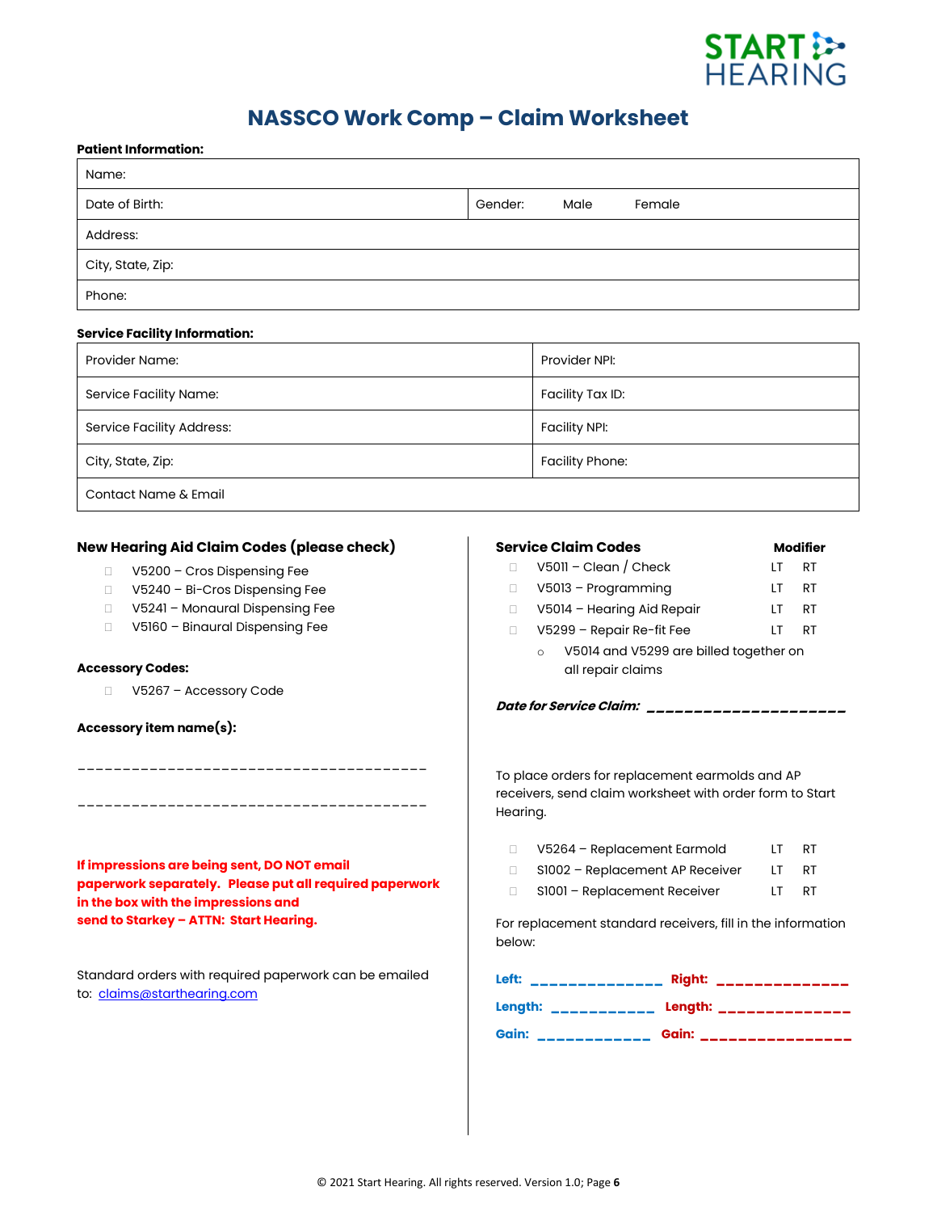# NASSCO Work Comp – Claim Worksheet

**Patient Information:**

| Name: | |
|---|---|
| Date of Birth: | Gender: Male Female |
| Address: | |
| City, State, Zip: | |
| Phone: | |

**Service Facility Information:**

| Provider Name: | Provider NPI: |
|---|---|
| Service Facility Name: | Facility Tax ID: |
| Service Facility Address: | Facility NPI: |
| City, State, Zip: | Facility Phone: |
| Contact Name & Email | |

### New Hearing Aid Claim Codes (please check)

- ☐ V5200 – Cros Dispensing Fee
- ☐ V5240 – Bi-Cros Dispensing Fee
- ☐ V5241 – Monaural Dispensing Fee
- ☐ V5160 – Binaural Dispensing Fee

**Accessory Codes:**

- ☐ V5267 – Accessory Code

**Accessory item name(s):**

_______________________________________

_______________________________________

**If impressions are being sent, DO NOT email paperwork separately. Please put all required paperwork in the box with the impressions and send to Starkey – ATTN: Start Hearing.**

Standard orders with required paperwork can be emailed to: claims@starthearing.com

### Service Claim Codes

| Code | Modifier | |
|---|---|---|
| ☐ V5011 – Clean / Check | LT | RT |
| ☐ V5013 – Programming | LT | RT |
| ☐ V5014 – Hearing Aid Repair | LT | RT |
| ☐ V5299 – Repair Re-fit Fee | LT | RT |

- V5014 and V5299 are billed together on all repair claims

***Date for Service Claim:*** ______________________

To place orders for replacement earmolds and AP receivers, send claim worksheet with order form to Start Hearing.

| Code | | |
|---|---|---|
| ☐ V5264 – Replacement Earmold | LT | RT |
| ☐ S1002 – Replacement AP Receiver | LT | RT |
| ☐ S1001 – Replacement Receiver | LT | RT |

For replacement standard receivers, fill in the information below:

**Left:** ______________ **Right:** ______________

**Length:** ___________ **Length:** ______________

**Gain:** ____________ **Gain:** _______________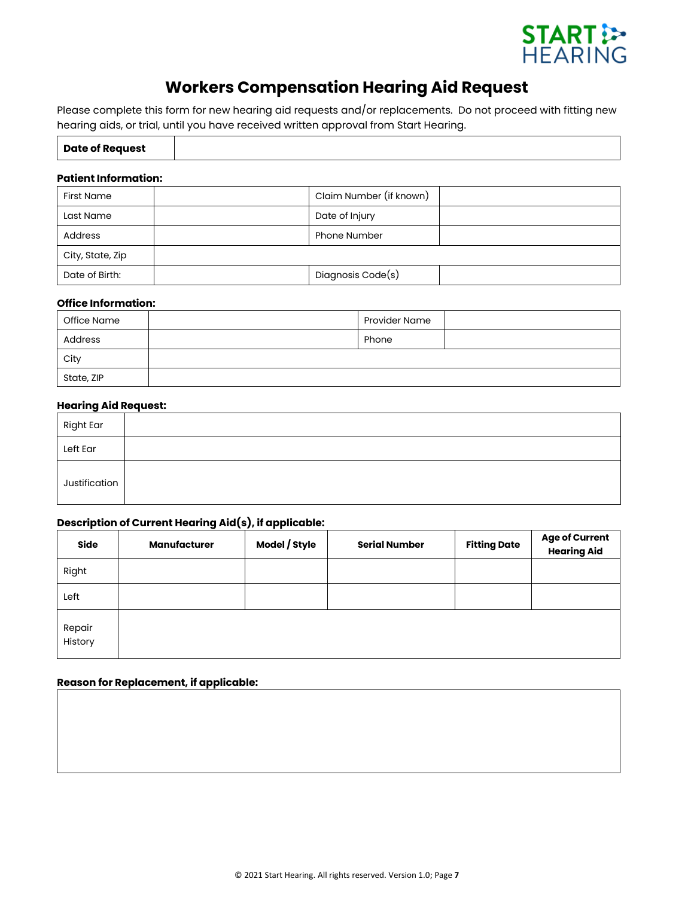# Workers Compensation Hearing Aid Request

Please complete this form for new hearing aid requests and/or replacements. Do not proceed with fitting new hearing aids, or trial, until you have received written approval from Start Hearing.

| | |
|---|---|
| **Date of Request** | |

**Patient Information:**

| | | | |
|---|---|---|---|
| First Name | | Claim Number (if known) | |
| Last Name | | Date of Injury | |
| Address | | Phone Number | |
| City, State, Zip | | | |
| Date of Birth: | | Diagnosis Code(s) | |

**Office Information:**

| | | | |
|---|---|---|---|
| Office Name | | Provider Name | |
| Address | | Phone | |
| City | | | |
| State, ZIP | | | |

**Hearing Aid Request:**

| | |
|---|---|
| Right Ear | |
| Left Ear | |
| Justification | |

**Description of Current Hearing Aid(s), if applicable:**

| Side | Manufacturer | Model / Style | Serial Number | Fitting Date | Age of Current Hearing Aid |
|---|---|---|---|---|---|
| Right | | | | | |
| Left | | | | | |
| Repair History | | | | | |

**Reason for Replacement, if applicable:**

| |
|---|
| |